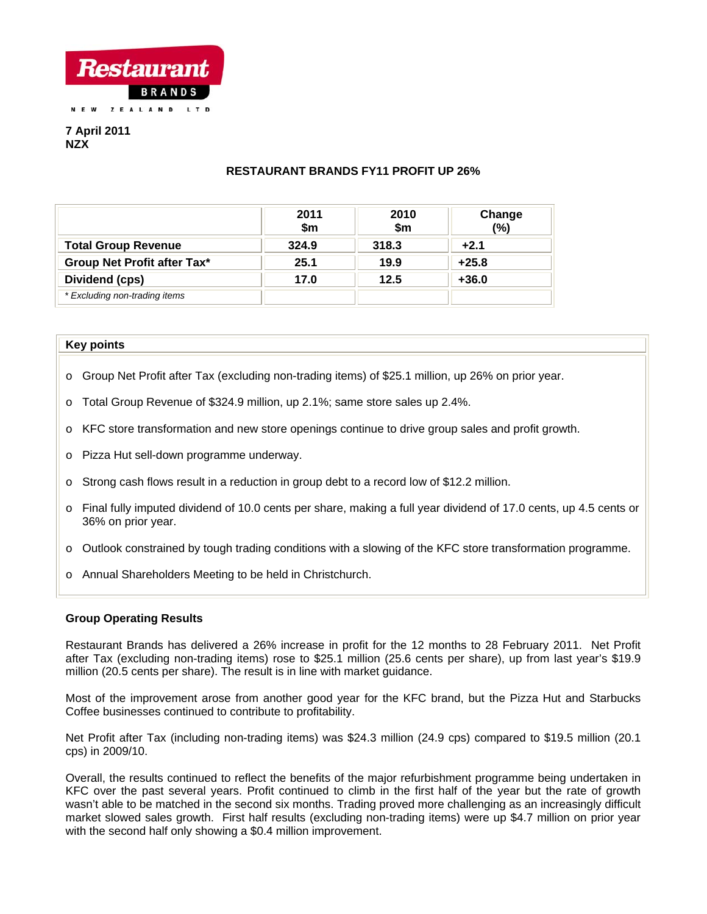Restaurant BRANDS NEW ZEALAND LTD

**7 April 2011**
**NZX**

## RESTAURANT BRANDS FY11 PROFIT UP 26%

| | 2011 $m | 2010 $m | Change (%) |
|---|---|---|---|
| **Total Group Revenue** | **324.9** | **318.3** | **+2.1** |
| **Group Net Profit after Tax*** | **25.1** | **19.9** | **+25.8** |
| **Dividend (cps)** | **17.0** | **12.5** | **+36.0** |
| *\* Excluding non-trading items* | | | |

### Key points

- Group Net Profit after Tax (excluding non-trading items) of $25.1 million, up 26% on prior year.
- Total Group Revenue of $324.9 million, up 2.1%; same store sales up 2.4%.
- KFC store transformation and new store openings continue to drive group sales and profit growth.
- Pizza Hut sell-down programme underway.
- Strong cash flows result in a reduction in group debt to a record low of $12.2 million.
- Final fully imputed dividend of 10.0 cents per share, making a full year dividend of 17.0 cents, up 4.5 cents or 36% on prior year.
- Outlook constrained by tough trading conditions with a slowing of the KFC store transformation programme.
- Annual Shareholders Meeting to be held in Christchurch.

### Group Operating Results

Restaurant Brands has delivered a 26% increase in profit for the 12 months to 28 February 2011. Net Profit after Tax (excluding non-trading items) rose to $25.1 million (25.6 cents per share), up from last year's $19.9 million (20.5 cents per share). The result is in line with market guidance.

Most of the improvement arose from another good year for the KFC brand, but the Pizza Hut and Starbucks Coffee businesses continued to contribute to profitability.

Net Profit after Tax (including non-trading items) was $24.3 million (24.9 cps) compared to $19.5 million (20.1 cps) in 2009/10.

Overall, the results continued to reflect the benefits of the major refurbishment programme being undertaken in KFC over the past several years. Profit continued to climb in the first half of the year but the rate of growth wasn't able to be matched in the second six months. Trading proved more challenging as an increasingly difficult market slowed sales growth. First half results (excluding non-trading items) were up $4.7 million on prior year with the second half only showing a $0.4 million improvement.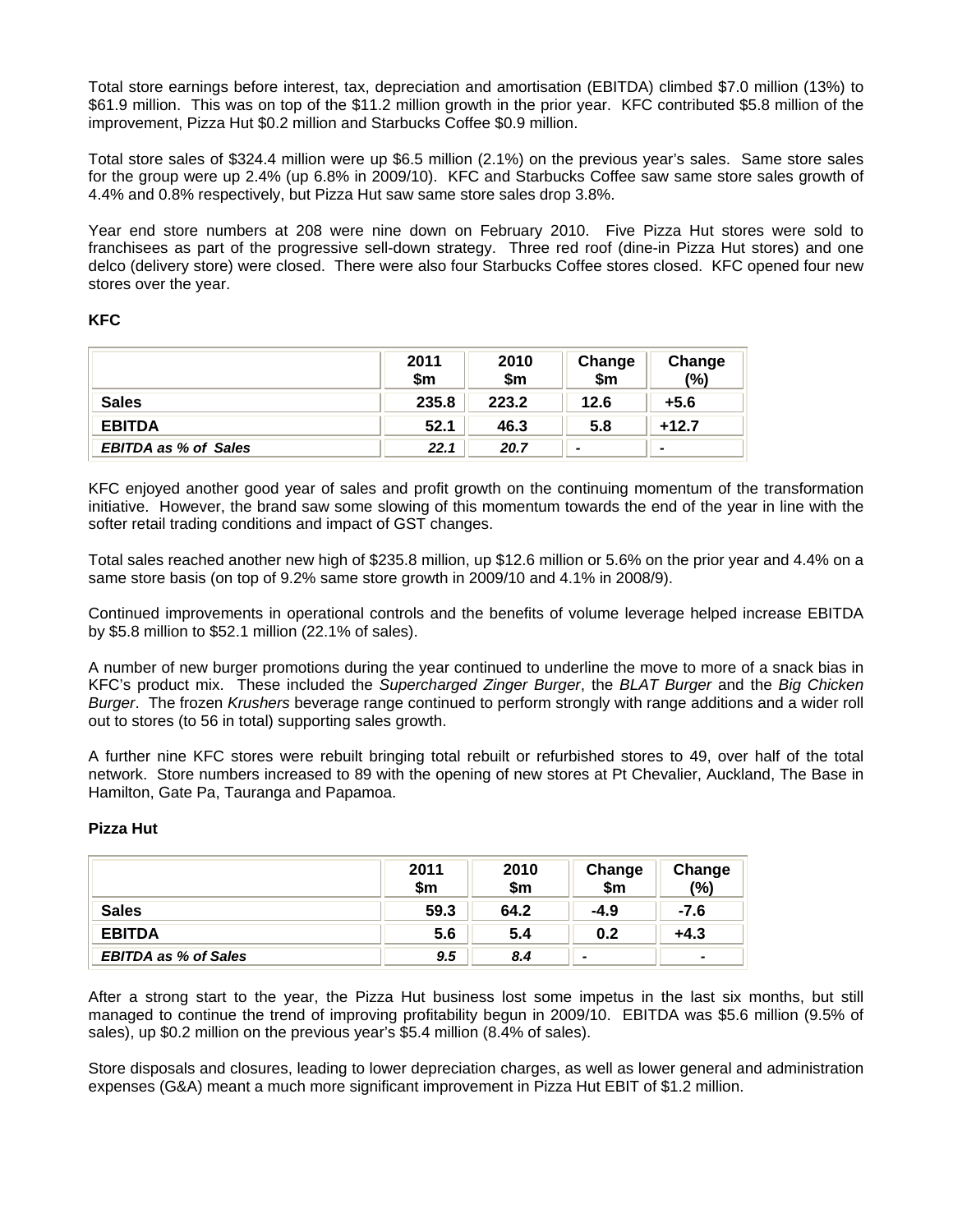Total store earnings before interest, tax, depreciation and amortisation (EBITDA) climbed $7.0 million (13%) to $61.9 million. This was on top of the $11.2 million growth in the prior year. KFC contributed $5.8 million of the improvement, Pizza Hut $0.2 million and Starbucks Coffee $0.9 million.

Total store sales of $324.4 million were up $6.5 million (2.1%) on the previous year's sales. Same store sales for the group were up 2.4% (up 6.8% in 2009/10). KFC and Starbucks Coffee saw same store sales growth of 4.4% and 0.8% respectively, but Pizza Hut saw same store sales drop 3.8%.

Year end store numbers at 208 were nine down on February 2010. Five Pizza Hut stores were sold to franchisees as part of the progressive sell-down strategy. Three red roof (dine-in Pizza Hut stores) and one delco (delivery store) were closed. There were also four Starbucks Coffee stores closed. KFC opened four new stores over the year.

**KFC**

| | 2011 $m | 2010 $m | Change $m | Change (%) |
|---|---|---|---|---|
| **Sales** | **235.8** | **223.2** | **12.6** | **+5.6** |
| **EBITDA** | **52.1** | **46.3** | **5.8** | **+12.7** |
| ***EBITDA as % of Sales*** | ***22.1*** | ***20.7*** | **-** | **-** |

KFC enjoyed another good year of sales and profit growth on the continuing momentum of the transformation initiative. However, the brand saw some slowing of this momentum towards the end of the year in line with the softer retail trading conditions and impact of GST changes.

Total sales reached another new high of $235.8 million, up $12.6 million or 5.6% on the prior year and 4.4% on a same store basis (on top of 9.2% same store growth in 2009/10 and 4.1% in 2008/9).

Continued improvements in operational controls and the benefits of volume leverage helped increase EBITDA by $5.8 million to $52.1 million (22.1% of sales).

A number of new burger promotions during the year continued to underline the move to more of a snack bias in KFC's product mix. These included the *Supercharged Zinger Burger*, the *BLAT Burger* and the *Big Chicken Burger*. The frozen *Krushers* beverage range continued to perform strongly with range additions and a wider roll out to stores (to 56 in total) supporting sales growth.

A further nine KFC stores were rebuilt bringing total rebuilt or refurbished stores to 49, over half of the total network. Store numbers increased to 89 with the opening of new stores at Pt Chevalier, Auckland, The Base in Hamilton, Gate Pa, Tauranga and Papamoa.

**Pizza Hut**

| | 2011 $m | 2010 $m | Change $m | Change (%) |
|---|---|---|---|---|
| **Sales** | **59.3** | **64.2** | **-4.9** | **-7.6** |
| **EBITDA** | **5.6** | **5.4** | **0.2** | **+4.3** |
| ***EBITDA as % of Sales*** | ***9.5*** | ***8.4*** | **-** | **-** |

After a strong start to the year, the Pizza Hut business lost some impetus in the last six months, but still managed to continue the trend of improving profitability begun in 2009/10. EBITDA was $5.6 million (9.5% of sales), up $0.2 million on the previous year's $5.4 million (8.4% of sales).

Store disposals and closures, leading to lower depreciation charges, as well as lower general and administration expenses (G&A) meant a much more significant improvement in Pizza Hut EBIT of $1.2 million.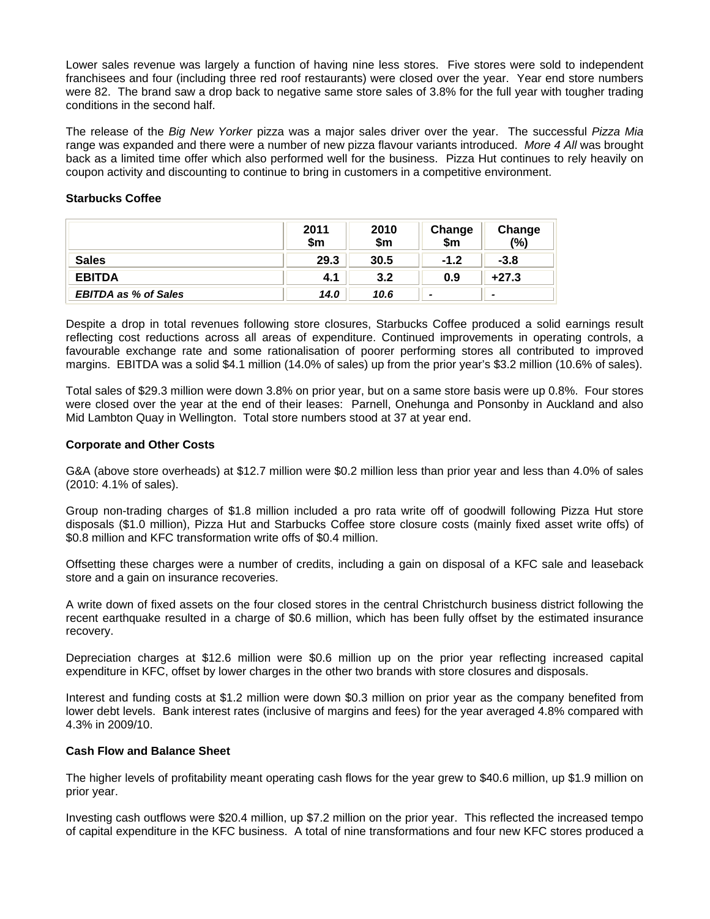Lower sales revenue was largely a function of having nine less stores. Five stores were sold to independent franchisees and four (including three red roof restaurants) were closed over the year. Year end store numbers were 82. The brand saw a drop back to negative same store sales of 3.8% for the full year with tougher trading conditions in the second half.

The release of the *Big New Yorker* pizza was a major sales driver over the year. The successful *Pizza Mia* range was expanded and there were a number of new pizza flavour variants introduced. *More 4 All* was brought back as a limited time offer which also performed well for the business. Pizza Hut continues to rely heavily on coupon activity and discounting to continue to bring in customers in a competitive environment.

**Starbucks Coffee**

| | 2011 $m | 2010 $m | Change $m | Change (%) |
|---|---|---|---|---|
| **Sales** | **29.3** | **30.5** | **-1.2** | **-3.8** |
| **EBITDA** | **4.1** | **3.2** | **0.9** | **+27.3** |
| ***EBITDA as % of Sales*** | ***14.0*** | ***10.6*** | **-** | **-** |

Despite a drop in total revenues following store closures, Starbucks Coffee produced a solid earnings result reflecting cost reductions across all areas of expenditure. Continued improvements in operating controls, a favourable exchange rate and some rationalisation of poorer performing stores all contributed to improved margins. EBITDA was a solid $4.1 million (14.0% of sales) up from the prior year's $3.2 million (10.6% of sales).

Total sales of $29.3 million were down 3.8% on prior year, but on a same store basis were up 0.8%. Four stores were closed over the year at the end of their leases: Parnell, Onehunga and Ponsonby in Auckland and also Mid Lambton Quay in Wellington. Total store numbers stood at 37 at year end.

**Corporate and Other Costs**

G&A (above store overheads) at $12.7 million were $0.2 million less than prior year and less than 4.0% of sales (2010: 4.1% of sales).

Group non-trading charges of $1.8 million included a pro rata write off of goodwill following Pizza Hut store disposals ($1.0 million), Pizza Hut and Starbucks Coffee store closure costs (mainly fixed asset write offs) of $0.8 million and KFC transformation write offs of $0.4 million.

Offsetting these charges were a number of credits, including a gain on disposal of a KFC sale and leaseback store and a gain on insurance recoveries.

A write down of fixed assets on the four closed stores in the central Christchurch business district following the recent earthquake resulted in a charge of $0.6 million, which has been fully offset by the estimated insurance recovery.

Depreciation charges at $12.6 million were $0.6 million up on the prior year reflecting increased capital expenditure in KFC, offset by lower charges in the other two brands with store closures and disposals.

Interest and funding costs at $1.2 million were down $0.3 million on prior year as the company benefited from lower debt levels. Bank interest rates (inclusive of margins and fees) for the year averaged 4.8% compared with 4.3% in 2009/10.

**Cash Flow and Balance Sheet**

The higher levels of profitability meant operating cash flows for the year grew to $40.6 million, up $1.9 million on prior year.

Investing cash outflows were $20.4 million, up $7.2 million on the prior year. This reflected the increased tempo of capital expenditure in the KFC business. A total of nine transformations and four new KFC stores produced a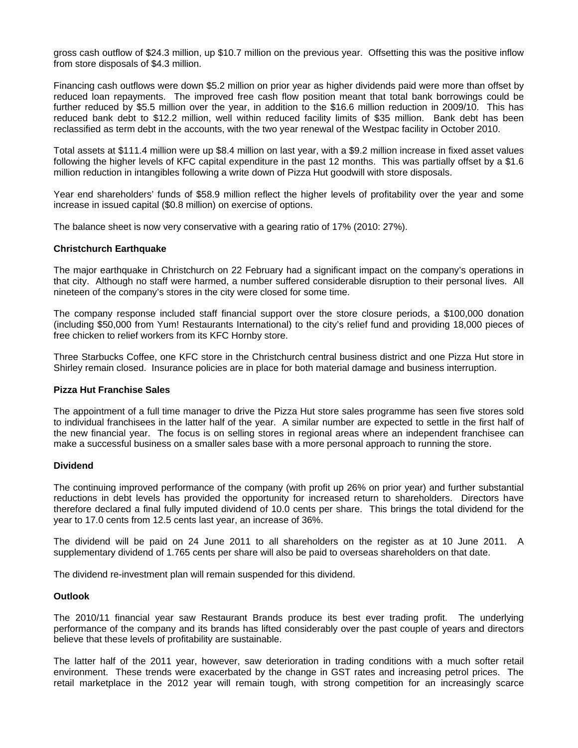gross cash outflow of $24.3 million, up $10.7 million on the previous year. Offsetting this was the positive inflow from store disposals of $4.3 million.

Financing cash outflows were down $5.2 million on prior year as higher dividends paid were more than offset by reduced loan repayments. The improved free cash flow position meant that total bank borrowings could be further reduced by $5.5 million over the year, in addition to the $16.6 million reduction in 2009/10. This has reduced bank debt to $12.2 million, well within reduced facility limits of $35 million. Bank debt has been reclassified as term debt in the accounts, with the two year renewal of the Westpac facility in October 2010.

Total assets at $111.4 million were up $8.4 million on last year, with a $9.2 million increase in fixed asset values following the higher levels of KFC capital expenditure in the past 12 months. This was partially offset by a $1.6 million reduction in intangibles following a write down of Pizza Hut goodwill with store disposals.

Year end shareholders' funds of $58.9 million reflect the higher levels of profitability over the year and some increase in issued capital ($0.8 million) on exercise of options.

The balance sheet is now very conservative with a gearing ratio of 17% (2010: 27%).

**Christchurch Earthquake**

The major earthquake in Christchurch on 22 February had a significant impact on the company's operations in that city. Although no staff were harmed, a number suffered considerable disruption to their personal lives. All nineteen of the company's stores in the city were closed for some time.

The company response included staff financial support over the store closure periods, a $100,000 donation (including $50,000 from Yum! Restaurants International) to the city's relief fund and providing 18,000 pieces of free chicken to relief workers from its KFC Hornby store.

Three Starbucks Coffee, one KFC store in the Christchurch central business district and one Pizza Hut store in Shirley remain closed. Insurance policies are in place for both material damage and business interruption.

**Pizza Hut Franchise Sales**

The appointment of a full time manager to drive the Pizza Hut store sales programme has seen five stores sold to individual franchisees in the latter half of the year. A similar number are expected to settle in the first half of the new financial year. The focus is on selling stores in regional areas where an independent franchisee can make a successful business on a smaller sales base with a more personal approach to running the store.

**Dividend**

The continuing improved performance of the company (with profit up 26% on prior year) and further substantial reductions in debt levels has provided the opportunity for increased return to shareholders. Directors have therefore declared a final fully imputed dividend of 10.0 cents per share. This brings the total dividend for the year to 17.0 cents from 12.5 cents last year, an increase of 36%.

The dividend will be paid on 24 June 2011 to all shareholders on the register as at 10 June 2011. A supplementary dividend of 1.765 cents per share will also be paid to overseas shareholders on that date.

The dividend re-investment plan will remain suspended for this dividend.

**Outlook**

The 2010/11 financial year saw Restaurant Brands produce its best ever trading profit. The underlying performance of the company and its brands has lifted considerably over the past couple of years and directors believe that these levels of profitability are sustainable.

The latter half of the 2011 year, however, saw deterioration in trading conditions with a much softer retail environment. These trends were exacerbated by the change in GST rates and increasing petrol prices. The retail marketplace in the 2012 year will remain tough, with strong competition for an increasingly scarce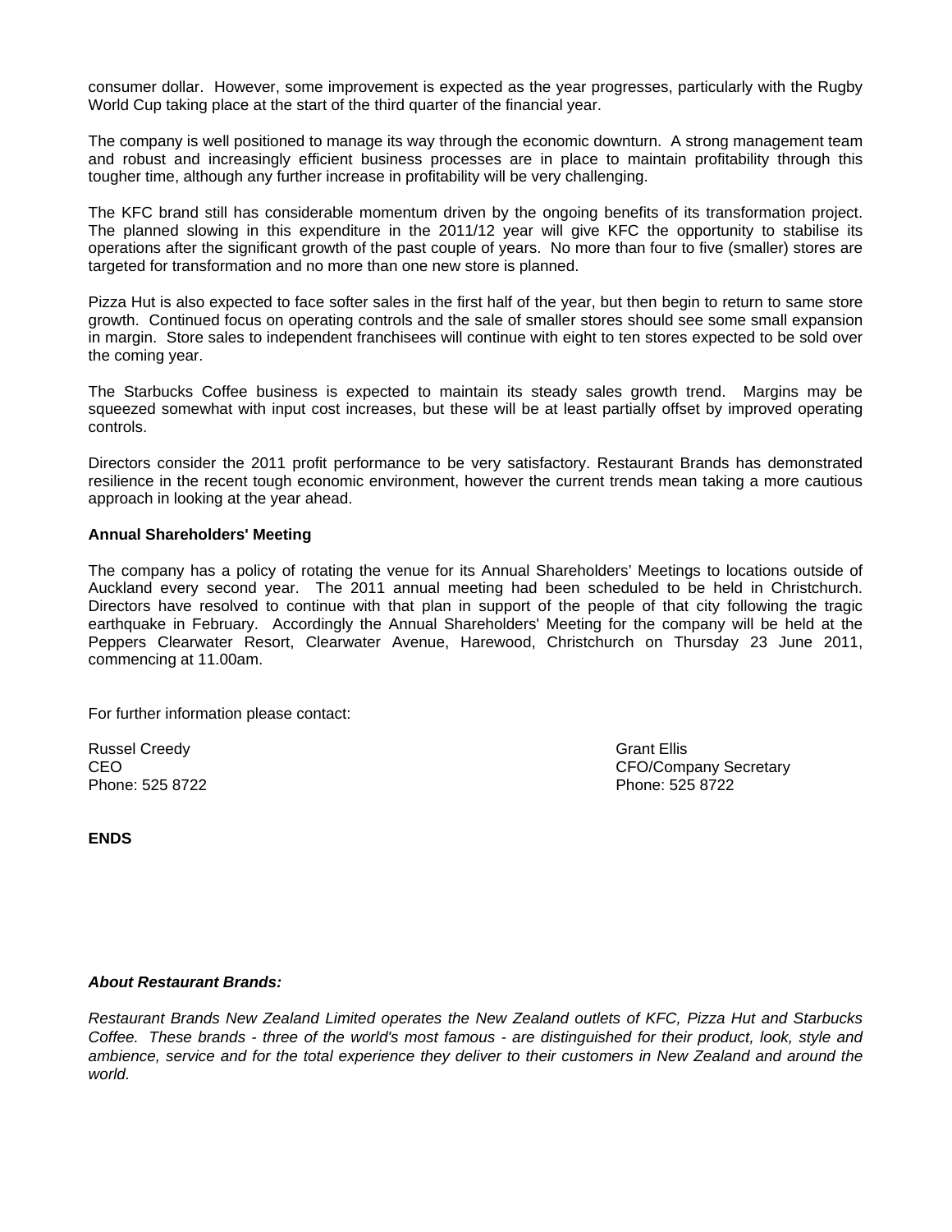consumer dollar. However, some improvement is expected as the year progresses, particularly with the Rugby World Cup taking place at the start of the third quarter of the financial year.

The company is well positioned to manage its way through the economic downturn. A strong management team and robust and increasingly efficient business processes are in place to maintain profitability through this tougher time, although any further increase in profitability will be very challenging.

The KFC brand still has considerable momentum driven by the ongoing benefits of its transformation project. The planned slowing in this expenditure in the 2011/12 year will give KFC the opportunity to stabilise its operations after the significant growth of the past couple of years. No more than four to five (smaller) stores are targeted for transformation and no more than one new store is planned.

Pizza Hut is also expected to face softer sales in the first half of the year, but then begin to return to same store growth. Continued focus on operating controls and the sale of smaller stores should see some small expansion in margin. Store sales to independent franchisees will continue with eight to ten stores expected to be sold over the coming year.

The Starbucks Coffee business is expected to maintain its steady sales growth trend. Margins may be squeezed somewhat with input cost increases, but these will be at least partially offset by improved operating controls.

Directors consider the 2011 profit performance to be very satisfactory. Restaurant Brands has demonstrated resilience in the recent tough economic environment, however the current trends mean taking a more cautious approach in looking at the year ahead.

**Annual Shareholders' Meeting**

The company has a policy of rotating the venue for its Annual Shareholders' Meetings to locations outside of Auckland every second year. The 2011 annual meeting had been scheduled to be held in Christchurch. Directors have resolved to continue with that plan in support of the people of that city following the tragic earthquake in February. Accordingly the Annual Shareholders' Meeting for the company will be held at the Peppers Clearwater Resort, Clearwater Avenue, Harewood, Christchurch on Thursday 23 June 2011, commencing at 11.00am.

For further information please contact:

Russel Creedy
CEO
Phone: 525 8722

Grant Ellis
CFO/Company Secretary
Phone: 525 8722

**ENDS**

***About Restaurant Brands:***

*Restaurant Brands New Zealand Limited operates the New Zealand outlets of KFC, Pizza Hut and Starbucks Coffee. These brands - three of the world's most famous - are distinguished for their product, look, style and ambience, service and for the total experience they deliver to their customers in New Zealand and around the world.*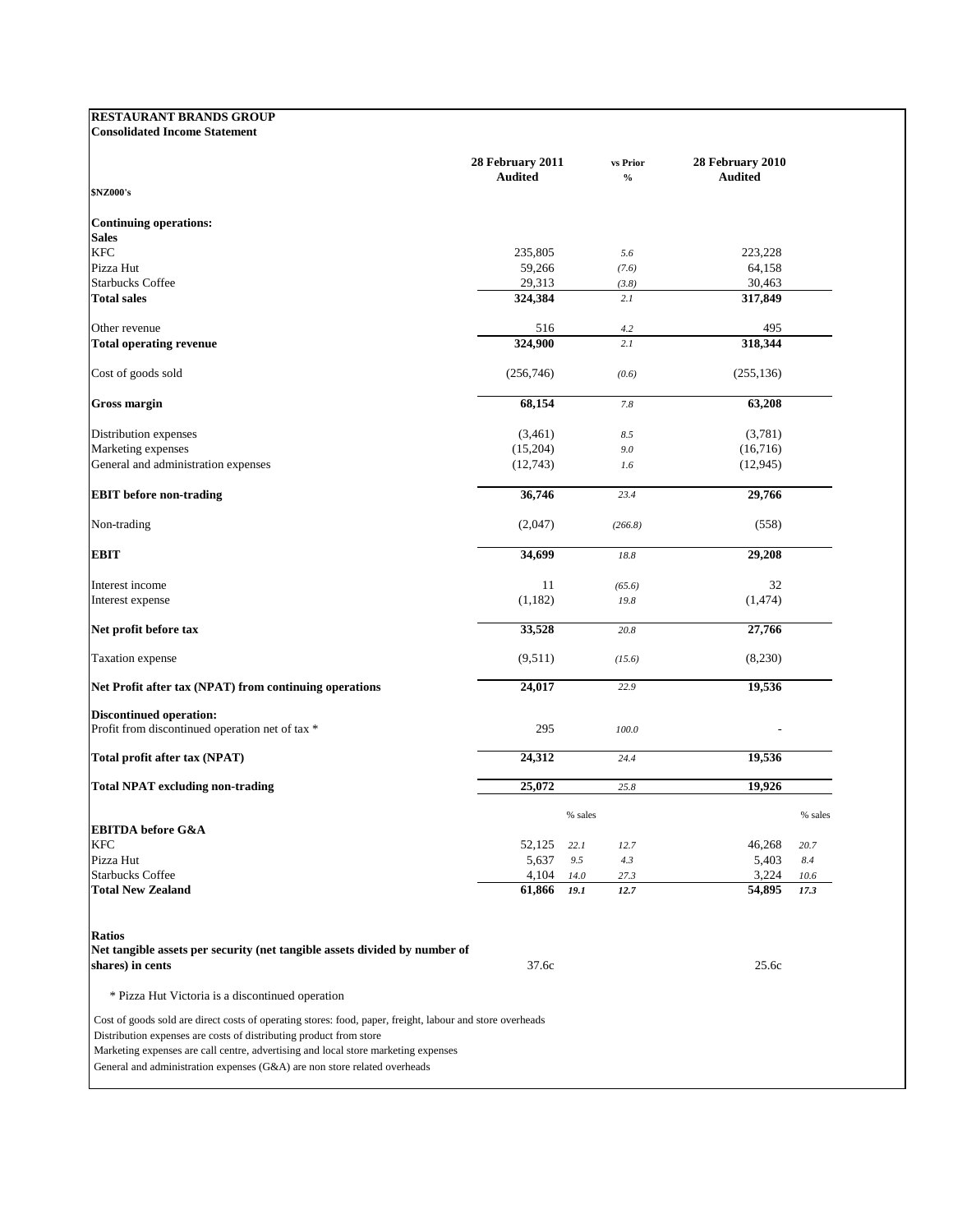**RESTAURANT BRANDS GROUP**
**Consolidated Income Statement**

| $NZ000's | 28 February 2011 Audited | % sales | vs Prior % | 28 February 2010 Audited | % sales |
|---|---|---|---|---|---|
| **Continuing operations:** | | | | | |
| **Sales** | | | | | |
| KFC | 235,805 | | *5.6* | 223,228 | |
| Pizza Hut | 59,266 | | *(7.6)* | 64,158 | |
| Starbucks Coffee | 29,313 | | *(3.8)* | 30,463 | |
| **Total sales** | **324,384** | | *2.1* | **317,849** | |
| Other revenue | 516 | | *4.2* | 495 | |
| **Total operating revenue** | **324,900** | | *2.1* | **318,344** | |
| Cost of goods sold | (256,746) | | *(0.6)* | (255,136) | |
| **Gross margin** | **68,154** | | *7.8* | **63,208** | |
| Distribution expenses | (3,461) | | *8.5* | (3,781) | |
| Marketing expenses | (15,204) | | *9.0* | (16,716) | |
| General and administration expenses | (12,743) | | *1.6* | (12,945) | |
| **EBIT before non-trading** | **36,746** | | *23.4* | **29,766** | |
| Non-trading | (2,047) | | *(266.8)* | (558) | |
| **EBIT** | **34,699** | | *18.8* | **29,208** | |
| Interest income | 11 | | *(65.6)* | 32 | |
| Interest expense | (1,182) | | *19.8* | (1,474) | |
| **Net profit before tax** | **33,528** | | *20.8* | **27,766** | |
| Taxation expense | (9,511) | | *(15.6)* | (8,230) | |
| **Net Profit after tax (NPAT) from continuing operations** | **24,017** | | *22.9* | **19,536** | |
| **Discontinued operation:** | | | | | |
| Profit from discontinued operation net of tax * | 295 | | *100.0* | - | |
| **Total profit after tax (NPAT)** | **24,312** | | *24.4* | **19,536** | |
| **Total NPAT excluding non-trading** | **25,072** | | *25.8* | **19,926** | |
| **EBITDA before G&A** | | | | | |
| KFC | 52,125 | *22.1* | *12.7* | 46,268 | *20.7* |
| Pizza Hut | 5,637 | *9.5* | *4.3* | 5,403 | *8.4* |
| Starbucks Coffee | 4,104 | *14.0* | *27.3* | 3,224 | *10.6* |
| **Total New Zealand** | **61,866** | ***19.1*** | ***12.7*** | **54,895** | ***17.3*** |
| **Ratios** | | | | | |
| **Net tangible assets per security (net tangible assets divided by number of shares) in cents** | 37.6c | | | 25.6c | |

\* Pizza Hut Victoria is a discontinued operation

Cost of goods sold are direct costs of operating stores: food, paper, freight, labour and store overheads
Distribution expenses are costs of distributing product from store
Marketing expenses are call centre, advertising and local store marketing expenses
General and administration expenses (G&A) are non store related overheads